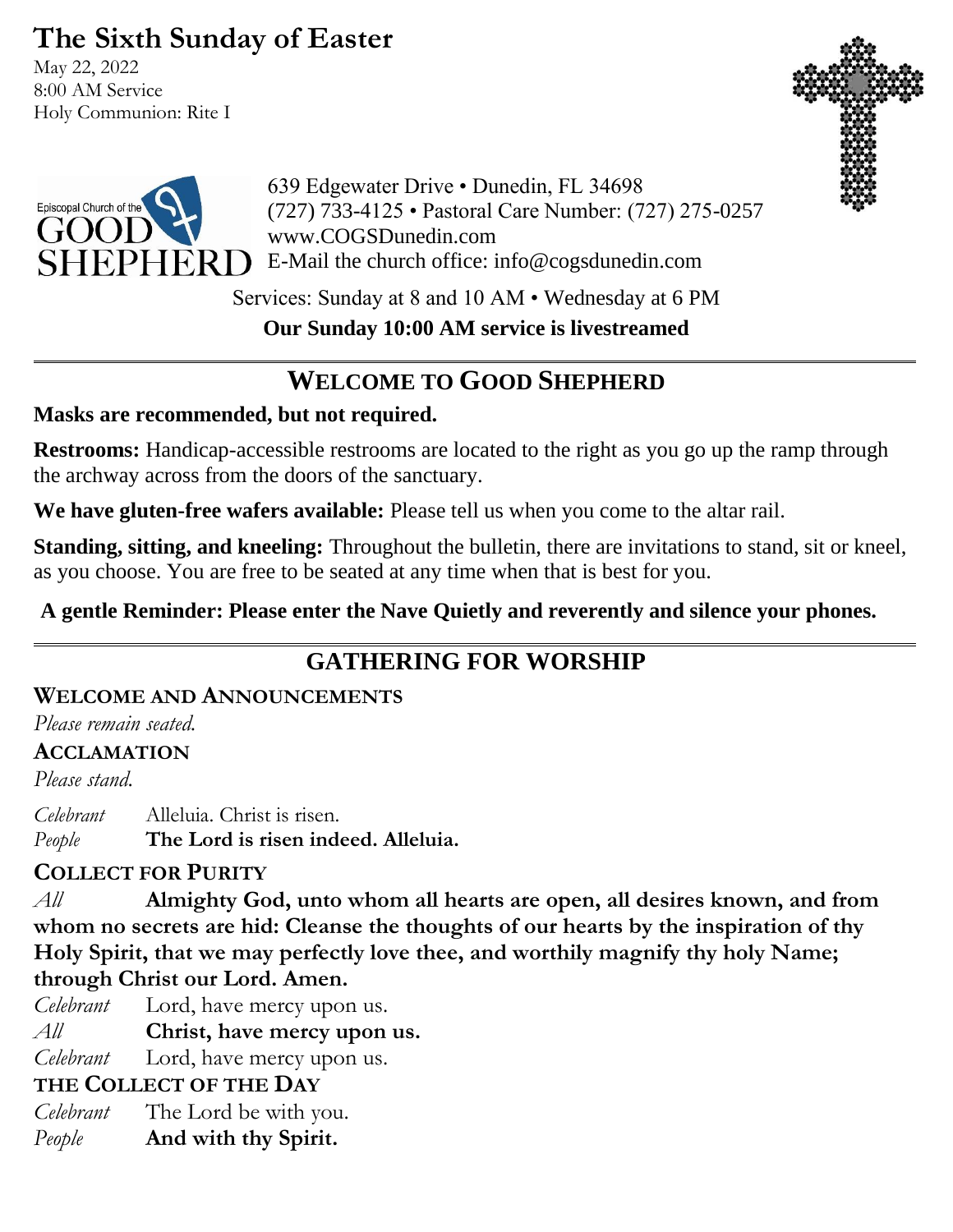# The Sixth Sunday of Easter

May 22, 2022
8:00 AM Service
Holy Communion: Rite I

Episcopal Church of the GOOD SHEPHERD

639 Edgewater Drive • Dunedin, FL 34698
(727) 733-4125 • Pastoral Care Number: (727) 275-0257
www.COGSDunedin.com
E-Mail the church office: info@cogsdunedin.com

Services: Sunday at 8 and 10 AM • Wednesday at 6 PM

**Our Sunday 10:00 AM service is livestreamed**

---

## WELCOME TO GOOD SHEPHERD

**Masks are recommended, but not required.**

**Restrooms:** Handicap-accessible restrooms are located to the right as you go up the ramp through the archway across from the doors of the sanctuary.

**We have gluten-free wafers available:** Please tell us when you come to the altar rail.

**Standing, sitting, and kneeling:** Throughout the bulletin, there are invitations to stand, sit or kneel, as you choose. You are free to be seated at any time when that is best for you.

**A gentle Reminder: Please enter the Nave Quietly and reverently and silence your phones.**

---

## GATHERING FOR WORSHIP

### WELCOME AND ANNOUNCEMENTS

*Please remain seated.*

### ACCLAMATION

*Please stand.*

*Celebrant* Alleluia. Christ is risen.
*People* **The Lord is risen indeed. Alleluia.**

### COLLECT FOR PURITY

*All* **Almighty God, unto whom all hearts are open, all desires known, and from whom no secrets are hid: Cleanse the thoughts of our hearts by the inspiration of thy Holy Spirit, that we may perfectly love thee, and worthily magnify thy holy Name; through Christ our Lord. Amen.**

*Celebrant* Lord, have mercy upon us.
*All* **Christ, have mercy upon us.**
*Celebrant* Lord, have mercy upon us.

### THE COLLECT OF THE DAY

*Celebrant* The Lord be with you.
*People* **And with thy Spirit.**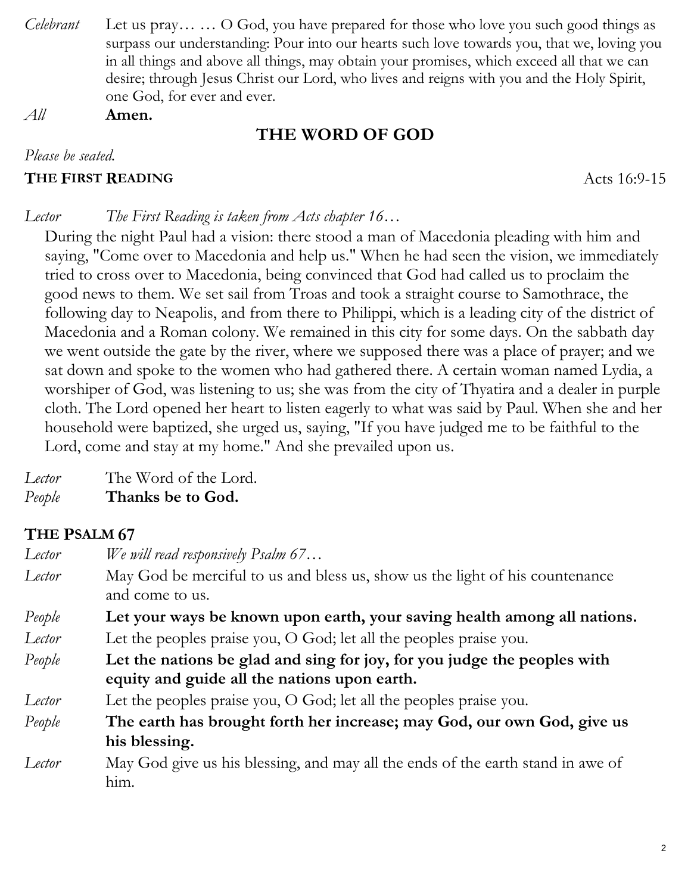*Celebrant* Let us pray… … O God, you have prepared for those who love you such good things as surpass our understanding: Pour into our hearts such love towards you, that we, loving you in all things and above all things, may obtain your promises, which exceed all that we can desire; through Jesus Christ our Lord, who lives and reigns with you and the Holy Spirit, one God, for ever and ever.

*All* **Amen.**

## THE WORD OF GOD

*Please be seated.*

**THE FIRST READING** Acts 16:9-15

*Lector* *The First Reading is taken from Acts chapter 16…*

During the night Paul had a vision: there stood a man of Macedonia pleading with him and saying, "Come over to Macedonia and help us." When he had seen the vision, we immediately tried to cross over to Macedonia, being convinced that God had called us to proclaim the good news to them. We set sail from Troas and took a straight course to Samothrace, the following day to Neapolis, and from there to Philippi, which is a leading city of the district of Macedonia and a Roman colony. We remained in this city for some days. On the sabbath day we went outside the gate by the river, where we supposed there was a place of prayer; and we sat down and spoke to the women who had gathered there. A certain woman named Lydia, a worshiper of God, was listening to us; she was from the city of Thyatira and a dealer in purple cloth. The Lord opened her heart to listen eagerly to what was said by Paul. When she and her household were baptized, she urged us, saying, "If you have judged me to be faithful to the Lord, come and stay at my home." And she prevailed upon us.

*Lector* The Word of the Lord.

*People* **Thanks be to God.**

**THE PSALM 67**

*Lector* *We will read responsively Psalm 67…*

*Lector* May God be merciful to us and bless us, show us the light of his countenance and come to us.

*People* **Let your ways be known upon earth, your saving health among all nations.**

*Lector* Let the peoples praise you, O God; let all the peoples praise you.

*People* **Let the nations be glad and sing for joy, for you judge the peoples with equity and guide all the nations upon earth.**

*Lector* Let the peoples praise you, O God; let all the peoples praise you.

*People* **The earth has brought forth her increase; may God, our own God, give us his blessing.**

*Lector* May God give us his blessing, and may all the ends of the earth stand in awe of him.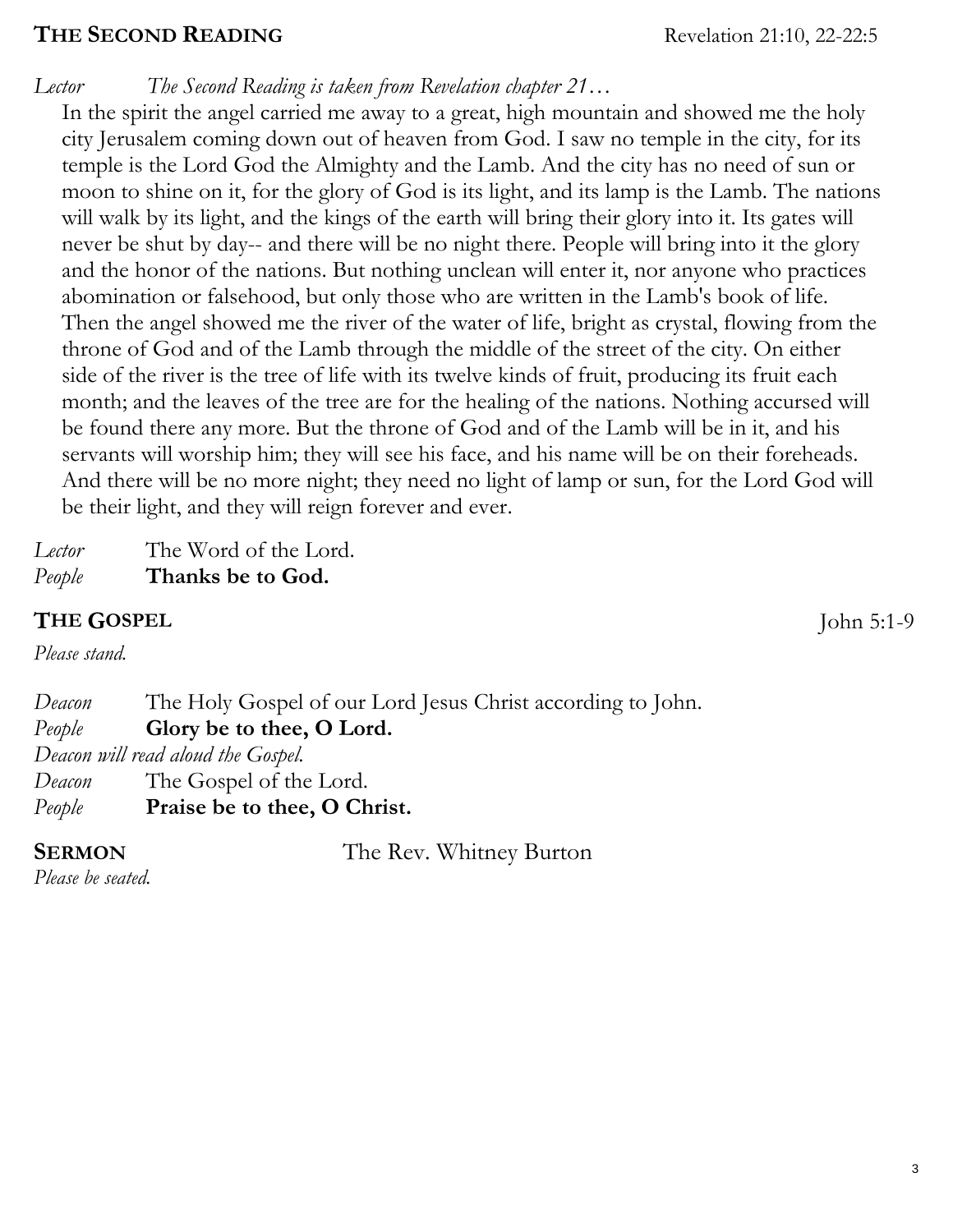## **THE SECOND READING** Revelation 21:10, 22-22:5

*Lector* *The Second Reading is taken from Revelation chapter 21…*

In the spirit the angel carried me away to a great, high mountain and showed me the holy city Jerusalem coming down out of heaven from God. I saw no temple in the city, for its temple is the Lord God the Almighty and the Lamb. And the city has no need of sun or moon to shine on it, for the glory of God is its light, and its lamp is the Lamb. The nations will walk by its light, and the kings of the earth will bring their glory into it. Its gates will never be shut by day-- and there will be no night there. People will bring into it the glory and the honor of the nations. But nothing unclean will enter it, nor anyone who practices abomination or falsehood, but only those who are written in the Lamb's book of life. Then the angel showed me the river of the water of life, bright as crystal, flowing from the throne of God and of the Lamb through the middle of the street of the city. On either side of the river is the tree of life with its twelve kinds of fruit, producing its fruit each month; and the leaves of the tree are for the healing of the nations. Nothing accursed will be found there any more. But the throne of God and of the Lamb will be in it, and his servants will worship him; they will see his face, and his name will be on their foreheads. And there will be no more night; they need no light of lamp or sun, for the Lord God will be their light, and they will reign forever and ever.

*Lector* The Word of the Lord.
*People* **Thanks be to God.**

## **THE GOSPEL** John 5:1-9

*Please stand.*

*Deacon* The Holy Gospel of our Lord Jesus Christ according to John.
*People* **Glory be to thee, O Lord.**
*Deacon will read aloud the Gospel.*
*Deacon* The Gospel of the Lord.
*People* **Praise be to thee, O Christ.**

## **SERMON** The Rev. Whitney Burton

*Please be seated.*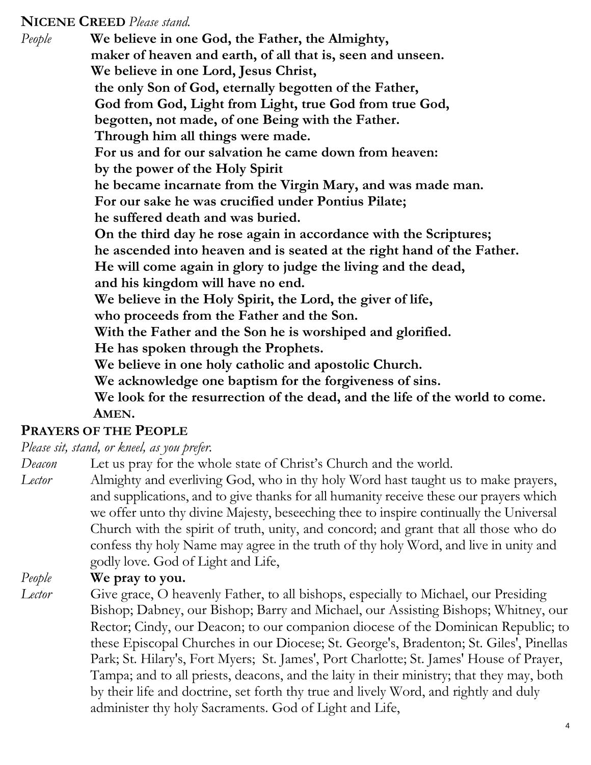**NICENE CREED** *Please stand.*

*People* **We believe in one God, the Father, the Almighty,**
**maker of heaven and earth, of all that is, seen and unseen.**
**We believe in one Lord, Jesus Christ,**
**the only Son of God, eternally begotten of the Father,**
**God from God, Light from Light, true God from true God,**
**begotten, not made, of one Being with the Father.**
**Through him all things were made.**
**For us and for our salvation he came down from heaven:**
**by the power of the Holy Spirit**
**he became incarnate from the Virgin Mary, and was made man.**
**For our sake he was crucified under Pontius Pilate;**
**he suffered death and was buried.**
**On the third day he rose again in accordance with the Scriptures;**
**he ascended into heaven and is seated at the right hand of the Father.**
**He will come again in glory to judge the living and the dead,**
**and his kingdom will have no end.**
**We believe in the Holy Spirit, the Lord, the giver of life,**
**who proceeds from the Father and the Son.**
**With the Father and the Son he is worshiped and glorified.**
**He has spoken through the Prophets.**
**We believe in one holy catholic and apostolic Church.**
**We acknowledge one baptism for the forgiveness of sins.**
**We look for the resurrection of the dead, and the life of the world to come.**
**AMEN.**

**PRAYERS OF THE PEOPLE**

*Please sit, stand, or kneel, as you prefer.*

*Deacon* Let us pray for the whole state of Christ's Church and the world.

*Lector* Almighty and everliving God, who in thy holy Word hast taught us to make prayers, and supplications, and to give thanks for all humanity receive these our prayers which we offer unto thy divine Majesty, beseeching thee to inspire continually the Universal Church with the spirit of truth, unity, and concord; and grant that all those who do confess thy holy Name may agree in the truth of thy holy Word, and live in unity and godly love. God of Light and Life,

*People* **We pray to you.**

*Lector* Give grace, O heavenly Father, to all bishops, especially to Michael, our Presiding Bishop; Dabney, our Bishop; Barry and Michael, our Assisting Bishops; Whitney, our Rector; Cindy, our Deacon; to our companion diocese of the Dominican Republic; to these Episcopal Churches in our Diocese; St. George's, Bradenton; St. Giles', Pinellas Park; St. Hilary's, Fort Myers; St. James', Port Charlotte; St. James' House of Prayer, Tampa; and to all priests, deacons, and the laity in their ministry; that they may, both by their life and doctrine, set forth thy true and lively Word, and rightly and duly administer thy holy Sacraments. God of Light and Life,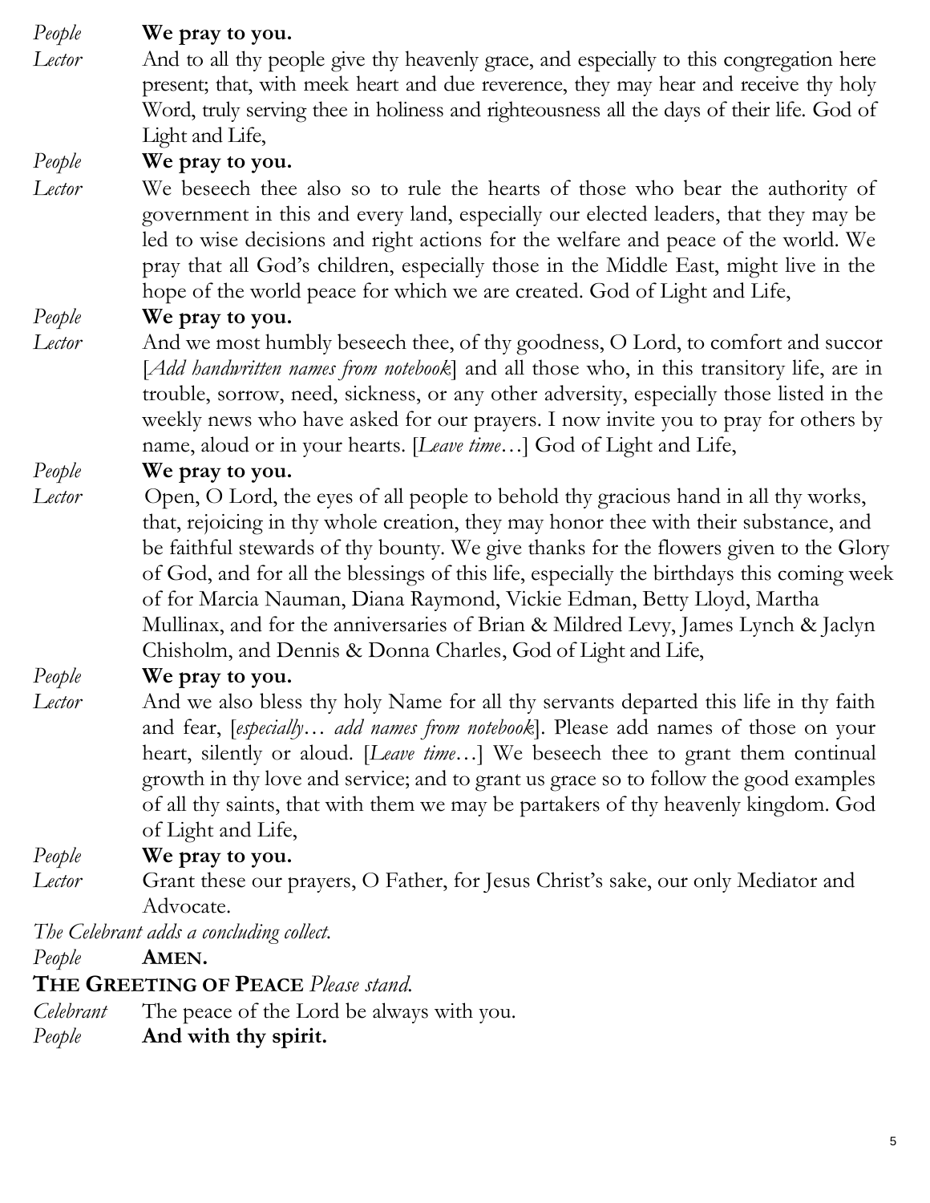*People* **We pray to you.**

*Lector* And to all thy people give thy heavenly grace, and especially to this congregation here present; that, with meek heart and due reverence, they may hear and receive thy holy Word, truly serving thee in holiness and righteousness all the days of their life. God of Light and Life,

*People* **We pray to you.**

*Lector* We beseech thee also so to rule the hearts of those who bear the authority of government in this and every land, especially our elected leaders, that they may be led to wise decisions and right actions for the welfare and peace of the world. We pray that all God's children, especially those in the Middle East, might live in the hope of the world peace for which we are created. God of Light and Life,

*People* **We pray to you.**

*Lector* And we most humbly beseech thee, of thy goodness, O Lord, to comfort and succor [*Add handwritten names from notebook*] and all those who, in this transitory life, are in trouble, sorrow, need, sickness, or any other adversity, especially those listed in the weekly news who have asked for our prayers. I now invite you to pray for others by name, aloud or in your hearts. [*Leave time*…] God of Light and Life,

*People* **We pray to you.**

*Lector* Open, O Lord, the eyes of all people to behold thy gracious hand in all thy works, that, rejoicing in thy whole creation, they may honor thee with their substance, and be faithful stewards of thy bounty. We give thanks for the flowers given to the Glory of God, and for all the blessings of this life, especially the birthdays this coming week of for Marcia Nauman, Diana Raymond, Vickie Edman, Betty Lloyd, Martha Mullinax, and for the anniversaries of Brian & Mildred Levy, James Lynch & Jaclyn Chisholm, and Dennis & Donna Charles, God of Light and Life,

*People* **We pray to you.**

*Lector* And we also bless thy holy Name for all thy servants departed this life in thy faith and fear, [*especially… add names from notebook*]. Please add names of those on your heart, silently or aloud. [*Leave time*…] We beseech thee to grant them continual growth in thy love and service; and to grant us grace so to follow the good examples of all thy saints, that with them we may be partakers of thy heavenly kingdom. God of Light and Life,

*People* **We pray to you.**

*Lector* Grant these our prayers, O Father, for Jesus Christ's sake, our only Mediator and Advocate.

*The Celebrant adds a concluding collect.*

*People* **AMEN.**

**THE GREETING OF PEACE** *Please stand.*

*Celebrant* The peace of the Lord be always with you.

*People* **And with thy spirit.**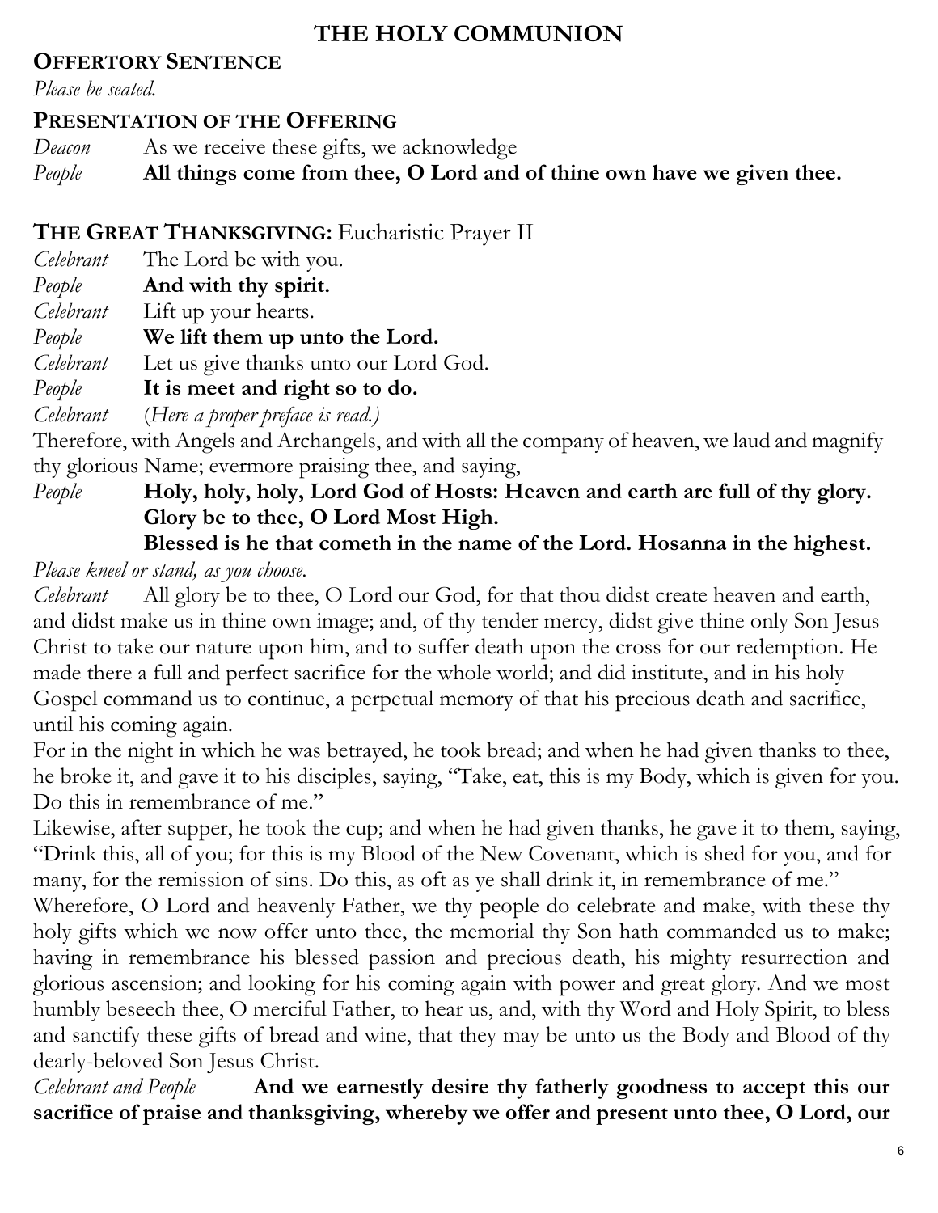# THE HOLY COMMUNION

## OFFERTORY SENTENCE

*Please be seated.*

## PRESENTATION OF THE OFFERING

*Deacon* As we receive these gifts, we acknowledge
*People* **All things come from thee, O Lord and of thine own have we given thee.**

## THE GREAT THANKSGIVING: Eucharistic Prayer II

*Celebrant* The Lord be with you.
*People* **And with thy spirit.**
*Celebrant* Lift up your hearts.
*People* **We lift them up unto the Lord.**
*Celebrant* Let us give thanks unto our Lord God.
*People* **It is meet and right so to do.**
*Celebrant* (*Here a proper preface is read.)*

Therefore, with Angels and Archangels, and with all the company of heaven, we laud and magnify thy glorious Name; evermore praising thee, and saying,

*People* **Holy, holy, holy, Lord God of Hosts: Heaven and earth are full of thy glory. Glory be to thee, O Lord Most High.**
**Blessed is he that cometh in the name of the Lord. Hosanna in the highest.**

*Please kneel or stand, as you choose.*

*Celebrant* All glory be to thee, O Lord our God, for that thou didst create heaven and earth, and didst make us in thine own image; and, of thy tender mercy, didst give thine only Son Jesus Christ to take our nature upon him, and to suffer death upon the cross for our redemption. He made there a full and perfect sacrifice for the whole world; and did institute, and in his holy Gospel command us to continue, a perpetual memory of that his precious death and sacrifice, until his coming again.

For in the night in which he was betrayed, he took bread; and when he had given thanks to thee, he broke it, and gave it to his disciples, saying, "Take, eat, this is my Body, which is given for you. Do this in remembrance of me."

Likewise, after supper, he took the cup; and when he had given thanks, he gave it to them, saying, "Drink this, all of you; for this is my Blood of the New Covenant, which is shed for you, and for many, for the remission of sins. Do this, as oft as ye shall drink it, in remembrance of me."

Wherefore, O Lord and heavenly Father, we thy people do celebrate and make, with these thy holy gifts which we now offer unto thee, the memorial thy Son hath commanded us to make; having in remembrance his blessed passion and precious death, his mighty resurrection and glorious ascension; and looking for his coming again with power and great glory. And we most humbly beseech thee, O merciful Father, to hear us, and, with thy Word and Holy Spirit, to bless and sanctify these gifts of bread and wine, that they may be unto us the Body and Blood of thy dearly-beloved Son Jesus Christ.

*Celebrant and People* **And we earnestly desire thy fatherly goodness to accept this our sacrifice of praise and thanksgiving, whereby we offer and present unto thee, O Lord, our**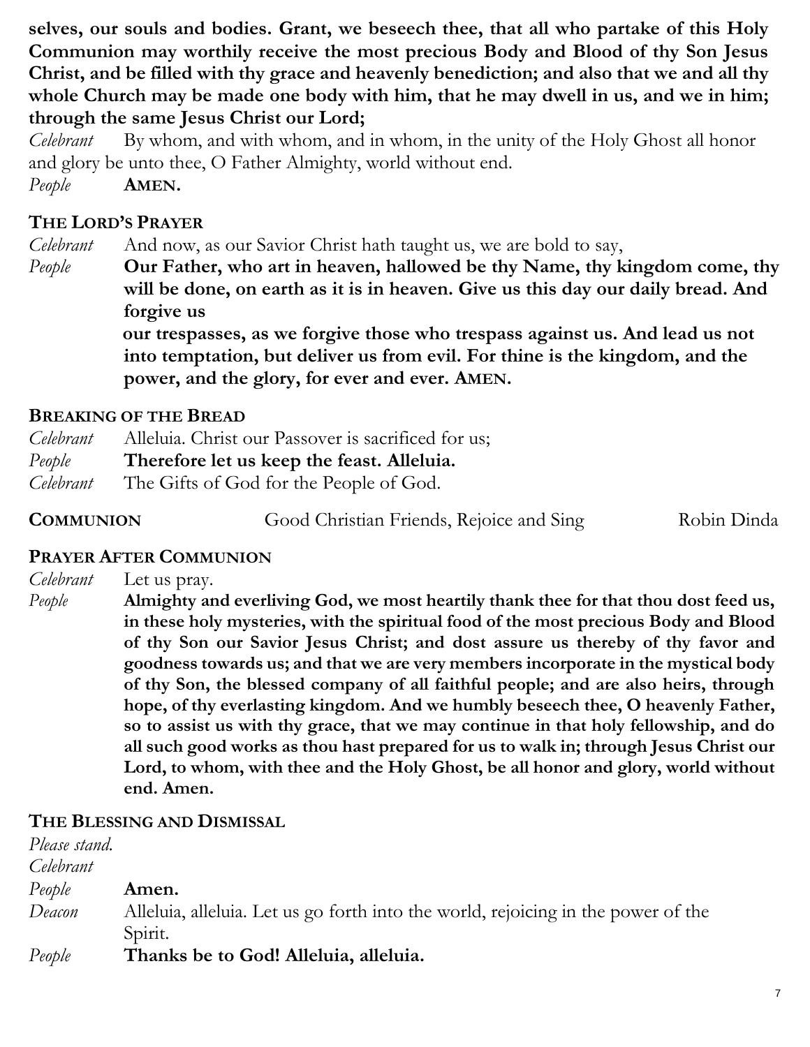**selves, our souls and bodies. Grant, we beseech thee, that all who partake of this Holy Communion may worthily receive the most precious Body and Blood of thy Son Jesus Christ, and be filled with thy grace and heavenly benediction; and also that we and all thy whole Church may be made one body with him, that he may dwell in us, and we in him; through the same Jesus Christ our Lord;**

*Celebrant* By whom, and with whom, and in whom, in the unity of the Holy Ghost all honor and glory be unto thee, O Father Almighty, world without end.

*People* **AMEN.**

## THE LORD'S PRAYER

*Celebrant* And now, as our Savior Christ hath taught us, we are bold to say,

*People* **Our Father, who art in heaven, hallowed be thy Name, thy kingdom come, thy will be done, on earth as it is in heaven. Give us this day our daily bread. And forgive us our trespasses, as we forgive those who trespass against us. And lead us not into temptation, but deliver us from evil. For thine is the kingdom, and the power, and the glory, for ever and ever. AMEN.**

## BREAKING OF THE BREAD

*Celebrant* Alleluia. Christ our Passover is sacrificed for us;

*People* **Therefore let us keep the feast. Alleluia.**

*Celebrant* The Gifts of God for the People of God.

**COMMUNION** Good Christian Friends, Rejoice and Sing Robin Dinda

## PRAYER AFTER COMMUNION

*Celebrant* Let us pray.

*People* **Almighty and everliving God, we most heartily thank thee for that thou dost feed us, in these holy mysteries, with the spiritual food of the most precious Body and Blood of thy Son our Savior Jesus Christ; and dost assure us thereby of thy favor and goodness towards us; and that we are very members incorporate in the mystical body of thy Son, the blessed company of all faithful people; and are also heirs, through hope, of thy everlasting kingdom. And we humbly beseech thee, O heavenly Father, so to assist us with thy grace, that we may continue in that holy fellowship, and do all such good works as thou hast prepared for us to walk in; through Jesus Christ our Lord, to whom, with thee and the Holy Ghost, be all honor and glory, world without end. Amen.**

## THE BLESSING AND DISMISSAL

*Please stand.*

*Celebrant*

*People* **Amen.**

*Deacon* Alleluia, alleluia. Let us go forth into the world, rejoicing in the power of the Spirit.

*People* **Thanks be to God! Alleluia, alleluia.**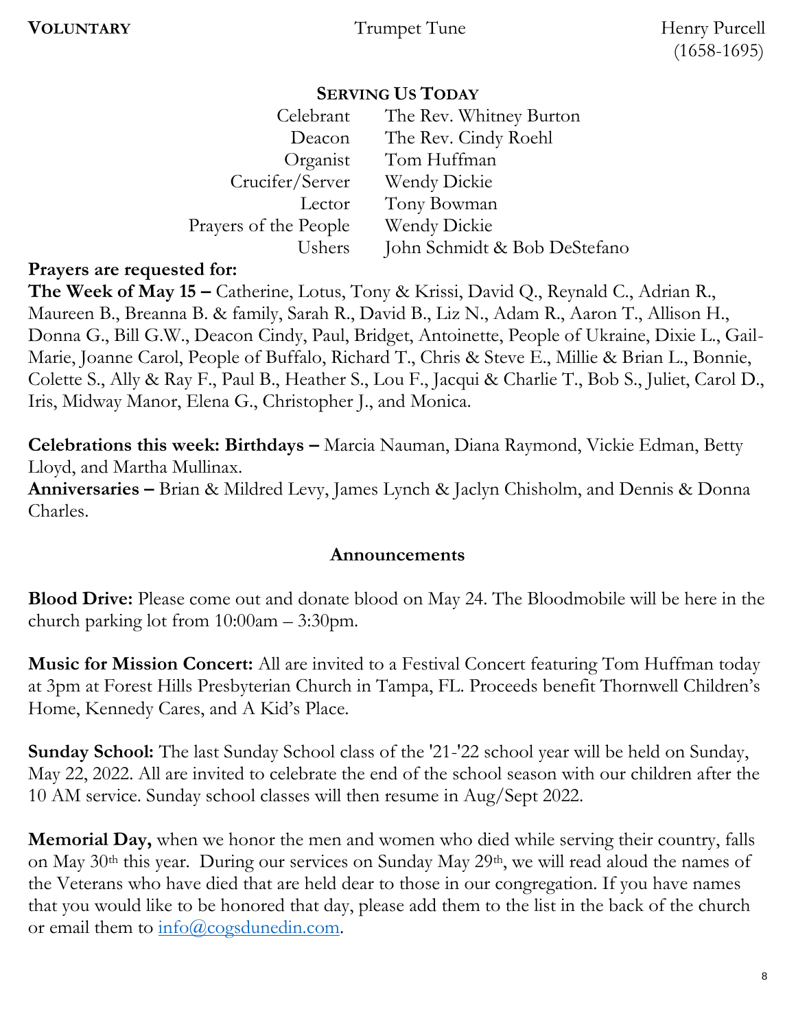**VOLUNTARY** Trumpet Tune Henry Purcell (1658-1695)

**SERVING US TODAY**

| | |
|---|---|
| Celebrant | The Rev. Whitney Burton |
| Deacon | The Rev. Cindy Roehl |
| Organist | Tom Huffman |
| Crucifer/Server | Wendy Dickie |
| Lector | Tony Bowman |
| Prayers of the People | Wendy Dickie |
| Ushers | John Schmidt & Bob DeStefano |

**Prayers are requested for:**
**The Week of May 15 –** Catherine, Lotus, Tony & Krissi, David Q., Reynald C., Adrian R., Maureen B., Breanna B. & family, Sarah R., David B., Liz N., Adam R., Aaron T., Allison H., Donna G., Bill G.W., Deacon Cindy, Paul, Bridget, Antoinette, People of Ukraine, Dixie L., Gail-Marie, Joanne Carol, People of Buffalo, Richard T., Chris & Steve E., Millie & Brian L., Bonnie, Colette S., Ally & Ray F., Paul B., Heather S., Lou F., Jacqui & Charlie T., Bob S., Juliet, Carol D., Iris, Midway Manor, Elena G., Christopher J., and Monica.

**Celebrations this week: Birthdays –** Marcia Nauman, Diana Raymond, Vickie Edman, Betty Lloyd, and Martha Mullinax.
**Anniversaries –** Brian & Mildred Levy, James Lynch & Jaclyn Chisholm, and Dennis & Donna Charles.

## Announcements

**Blood Drive:** Please come out and donate blood on May 24. The Bloodmobile will be here in the church parking lot from 10:00am – 3:30pm.

**Music for Mission Concert:** All are invited to a Festival Concert featuring Tom Huffman today at 3pm at Forest Hills Presbyterian Church in Tampa, FL. Proceeds benefit Thornwell Children's Home, Kennedy Cares, and A Kid's Place.

**Sunday School:** The last Sunday School class of the '21-'22 school year will be held on Sunday, May 22, 2022. All are invited to celebrate the end of the school season with our children after the 10 AM service. Sunday school classes will then resume in Aug/Sept 2022.

**Memorial Day,** when we honor the men and women who died while serving their country, falls on May 30th this year. During our services on Sunday May 29th, we will read aloud the names of the Veterans who have died that are held dear to those in our congregation. If you have names that you would like to be honored that day, please add them to the list in the back of the church or email them to info@cogsdunedin.com.